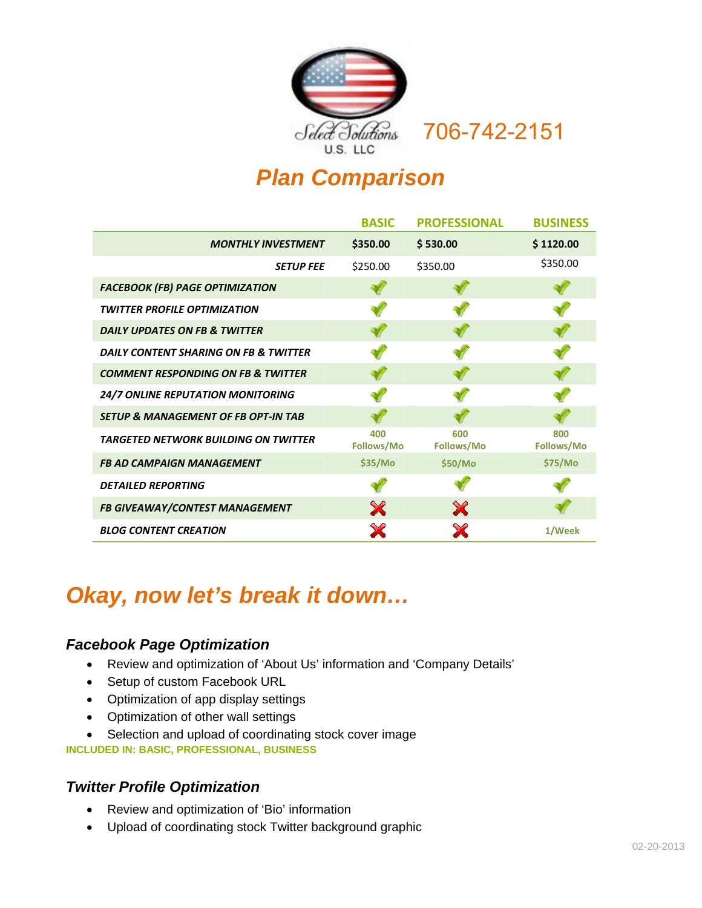Select Solutions U.S. LLC

706-742-2151

# Plan Comparison

| | BASIC | PROFESSIONAL | BUSINESS |
|---|---|---|---|
| ***MONTHLY INVESTMENT*** | **$350.00** | **$ 530.00** | **$ 1120.00** |
| ***SETUP FEE*** | $250.00 | $350.00 | $350.00 |
| ***FACEBOOK (FB) PAGE OPTIMIZATION*** | ✓ | ✓ | ✓ |
| ***TWITTER PROFILE OPTIMIZATION*** | ✓ | ✓ | ✓ |
| ***DAILY UPDATES ON FB & TWITTER*** | ✓ | ✓ | ✓ |
| ***DAILY CONTENT SHARING ON FB & TWITTER*** | ✓ | ✓ | ✓ |
| ***COMMENT RESPONDING ON FB & TWITTER*** | ✓ | ✓ | ✓ |
| ***24/7 ONLINE REPUTATION MONITORING*** | ✓ | ✓ | ✓ |
| ***SETUP & MANAGEMENT OF FB OPT-IN TAB*** | ✓ | ✓ | ✓ |
| ***TARGETED NETWORK BUILDING ON TWITTER*** | 400 Follows/Mo | 600 Follows/Mo | 800 Follows/Mo |
| ***FB AD CAMPAIGN MANAGEMENT*** | $35/Mo | $50/Mo | $75/Mo |
| ***DETAILED REPORTING*** | ✓ | ✓ | ✓ |
| ***FB GIVEAWAY/CONTEST MANAGEMENT*** | ✗ | ✗ | ✓ |
| ***BLOG CONTENT CREATION*** | ✗ | ✗ | 1/Week |

# *Okay, now let's break it down…*

### *Facebook Page Optimization*

- Review and optimization of 'About Us' information and 'Company Details'
- Setup of custom Facebook URL
- Optimization of app display settings
- Optimization of other wall settings
- Selection and upload of coordinating stock cover image

**INCLUDED IN: BASIC, PROFESSIONAL, BUSINESS**

### *Twitter Profile Optimization*

- Review and optimization of 'Bio' information
- Upload of coordinating stock Twitter background graphic

02-20-2013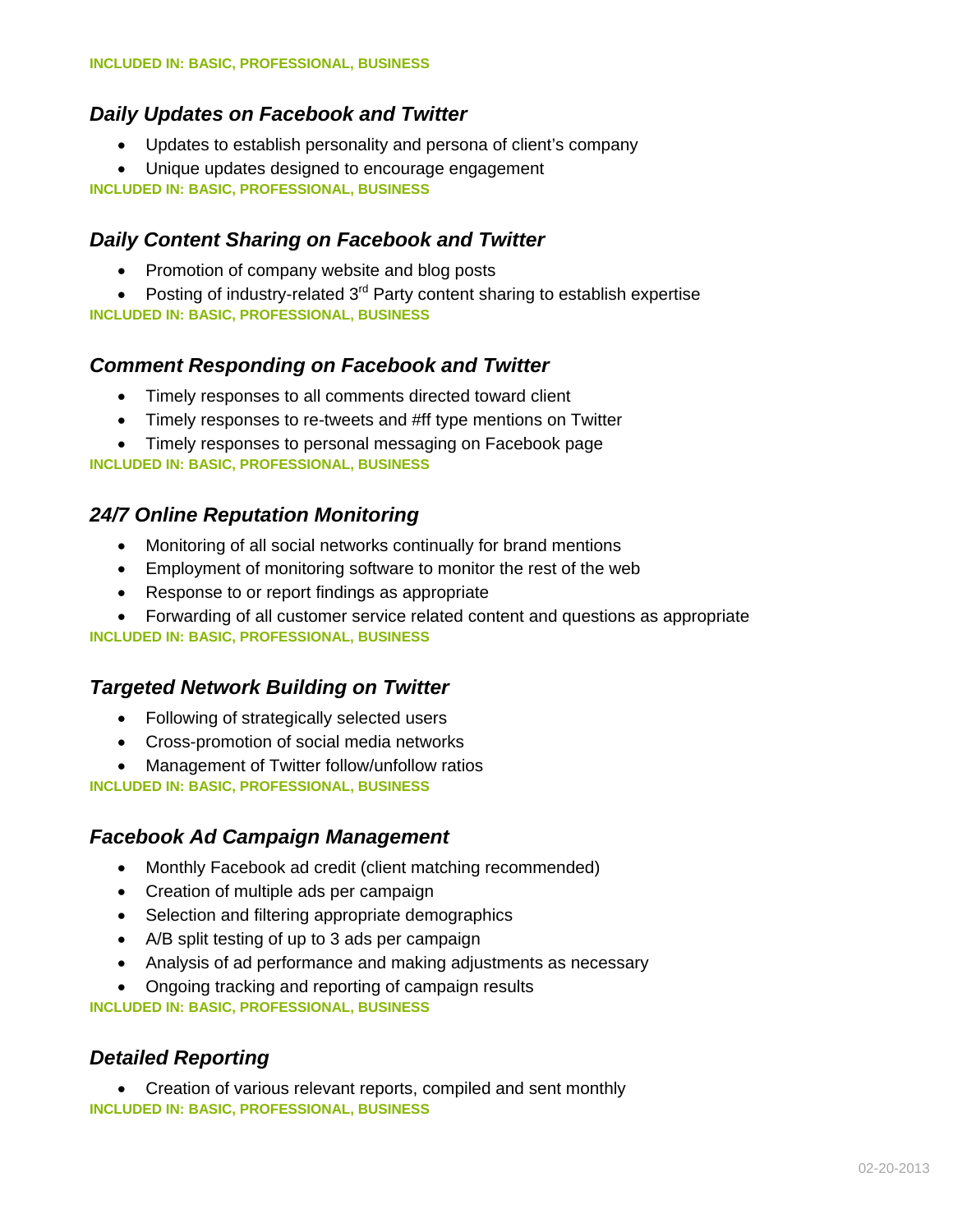**INCLUDED IN: BASIC, PROFESSIONAL, BUSINESS**

### *Daily Updates on Facebook and Twitter*

- Updates to establish personality and persona of client's company
- Unique updates designed to encourage engagement

**INCLUDED IN: BASIC, PROFESSIONAL, BUSINESS**

### *Daily Content Sharing on Facebook and Twitter*

- Promotion of company website and blog posts
- Posting of industry-related 3rd Party content sharing to establish expertise

**INCLUDED IN: BASIC, PROFESSIONAL, BUSINESS**

### *Comment Responding on Facebook and Twitter*

- Timely responses to all comments directed toward client
- Timely responses to re-tweets and #ff type mentions on Twitter
- Timely responses to personal messaging on Facebook page

**INCLUDED IN: BASIC, PROFESSIONAL, BUSINESS**

### *24/7 Online Reputation Monitoring*

- Monitoring of all social networks continually for brand mentions
- Employment of monitoring software to monitor the rest of the web
- Response to or report findings as appropriate
- Forwarding of all customer service related content and questions as appropriate

**INCLUDED IN: BASIC, PROFESSIONAL, BUSINESS**

### *Targeted Network Building on Twitter*

- Following of strategically selected users
- Cross-promotion of social media networks
- Management of Twitter follow/unfollow ratios

**INCLUDED IN: BASIC, PROFESSIONAL, BUSINESS**

### *Facebook Ad Campaign Management*

- Monthly Facebook ad credit (client matching recommended)
- Creation of multiple ads per campaign
- Selection and filtering appropriate demographics
- A/B split testing of up to 3 ads per campaign
- Analysis of ad performance and making adjustments as necessary
- Ongoing tracking and reporting of campaign results

**INCLUDED IN: BASIC, PROFESSIONAL, BUSINESS**

### *Detailed Reporting*

- Creation of various relevant reports, compiled and sent monthly

**INCLUDED IN: BASIC, PROFESSIONAL, BUSINESS**

02-20-2013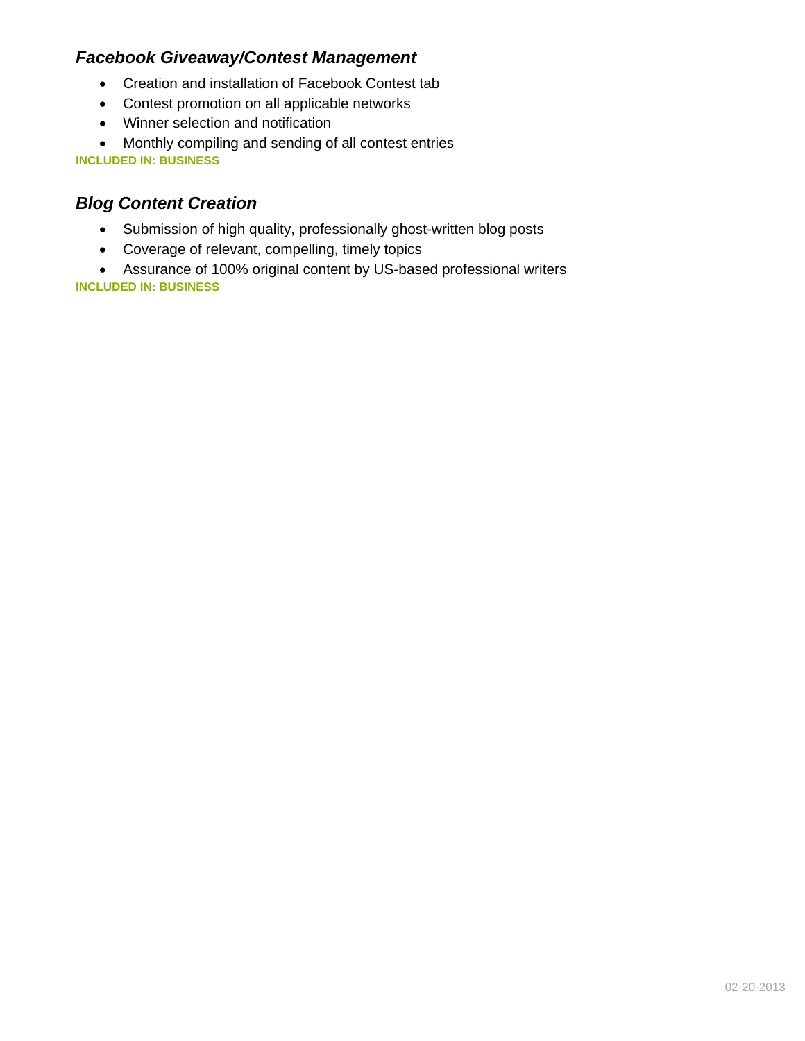### *Facebook Giveaway/Contest Management*

- Creation and installation of Facebook Contest tab
- Contest promotion on all applicable networks
- Winner selection and notification
- Monthly compiling and sending of all contest entries

**INCLUDED IN: BUSINESS**

### *Blog Content Creation*

- Submission of high quality, professionally ghost-written blog posts
- Coverage of relevant, compelling, timely topics
- Assurance of 100% original content by US-based professional writers

**INCLUDED IN: BUSINESS**